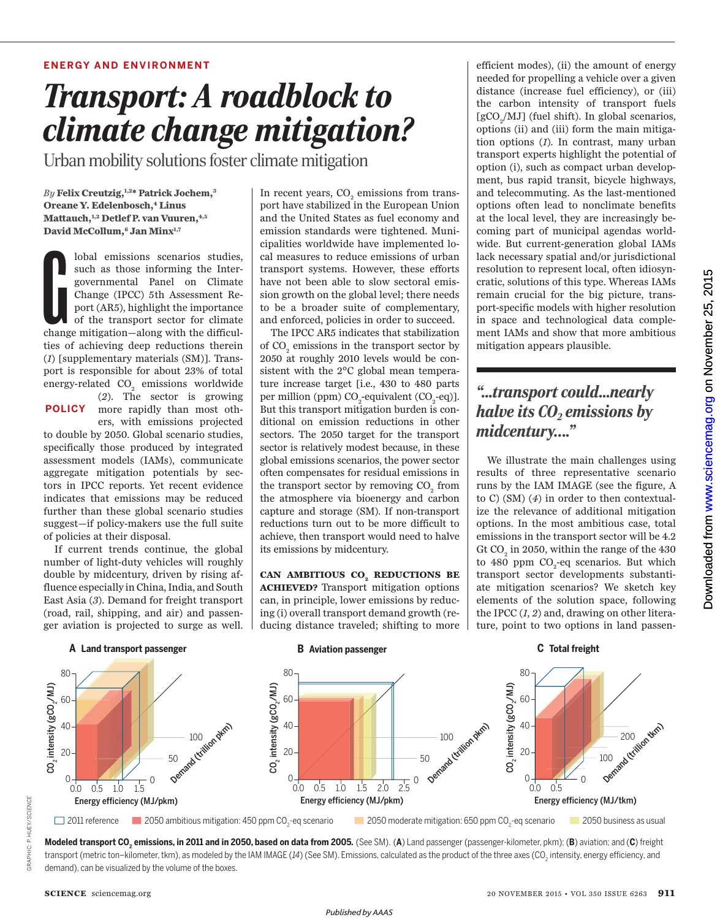ENERGY AND ENVIRONMENT

# Transport: A roadblock to climate change mitigation?

## Urban mobility solutions foster climate mitigation

*By* **Felix Creutzig,**[1,2]* **Patrick Jochem,**[3] **Oreane Y. Edelenbosch,**[4] **Linus Mattauch,**[1,2] **Detlef P. van Vuuren,**[4,5] **David McCollum,**[6] **Jan Minx**[1,7]

POLICY

Global emissions scenarios studies, such as those informing the Intergovernmental Panel on Climate Change (IPCC) 5th Assessment Report (AR5), highlight the importance of the transport sector for climate change mitigation—along with the difficulties of achieving deep reductions therein (*1*) [supplementary materials (SM)]. Transport is responsible for about 23% of total energy-related $CO_2$ emissions worldwide (*2*). The sector is growing more rapidly than most others, with emissions projected to double by 2050. Global scenario studies, specifically those produced by integrated assessment models (IAMs), communicate aggregate mitigation potentials by sectors in IPCC reports. Yet recent evidence indicates that emissions may be reduced further than these global scenario studies suggest—if policy-makers use the full suite of policies at their disposal.

If current trends continue, the global number of light-duty vehicles will roughly double by midcentury, driven by rising affluence especially in China, India, and South East Asia (*3*). Demand for freight transport (road, rail, shipping, and air) and passenger aviation is projected to surge as well. In recent years, $CO_2$ emissions from transport have stabilized in the European Union and the United States as fuel economy and emission standards were tightened. Municipalities worldwide have implemented local measures to reduce emissions of urban transport systems. However, these efforts have not been able to slow sectoral emission growth on the global level; there needs to be a broader suite of complementary, and enforced, policies in order to succeed.

The IPCC AR5 indicates that stabilization of $CO_2$ emissions in the transport sector by 2050 at roughly 2010 levels would be consistent with the 2°C global mean temperature increase target [i.e., 430 to 480 parts per million (ppm) $CO_2$-equivalent ($CO_2$-eq)]. But this transport mitigation burden is conditional on emission reductions in other sectors. The 2050 target for the transport sector is relatively modest because, in these global emissions scenarios, the power sector often compensates for residual emissions in the transport sector by removing $CO_2$ from the atmosphere via bioenergy and carbon capture and storage (SM). If non-transport reductions turn out to be more difficult to achieve, then transport would need to halve its emissions by midcentury.

**CAN AMBITIOUS $CO_2$ REDUCTIONS BE ACHIEVED?** Transport mitigation options can, in principle, lower emissions by reducing (i) overall transport demand growth (reducing distance traveled; shifting to more efficient modes), (ii) the amount of energy needed for propelling a vehicle over a given distance (increase fuel efficiency), or (iii) the carbon intensity of transport fuels [$gCO_2$/MJ] (fuel shift). In global scenarios, options (ii) and (iii) form the main mitigation options (*1*). In contrast, many urban transport experts highlight the potential of option (i), such as compact urban development, bus rapid transit, bicycle highways, and telecommuting. As the last-mentioned options often lead to nonclimate benefits at the local level, they are increasingly becoming part of municipal agendas worldwide. But current-generation global IAMs lack necessary spatial and/or jurisdictional resolution to represent local, often idiosyncratic, solutions of this type. Whereas IAMs remain crucial for the big picture, transport-specific models with higher resolution in space and technological data complement IAMs and show that more ambitious mitigation appears plausible.

> *"...transport could...nearly halve its $CO_2$ emissions by midcentury...."*

We illustrate the main challenges using results of three representative scenario runs by the IAM IMAGE (see the figure, A to C) (SM) (*4*) in order to then contextualize the relevance of additional mitigation options. In the most ambitious case, total emissions in the transport sector will be 4.2 Gt $CO_2$ in 2050, within the range of the 430 to 480 ppm $CO_2$-eq scenarios. But which transport sector developments substantiate mitigation scenarios? We sketch key elements of the solution space, following the IPCC (*1*, *2*) and, drawing on other literature, point to two options in land passen-

**Modeled transport $CO_2$ emissions, in 2011 and in 2050, based on data from 2005.** (See SM). (**A**) Land passenger (passenger-kilometer, pkm); (**B**) aviation; and (**C**) freight transport (metric ton–kilometer, tkm), as modeled by the IAM IMAGE (*14*) (See SM). Emissions, calculated as the product of the three axes ($CO_2$ intensity, energy efficiency, and demand), can be visualized by the volume of the boxes.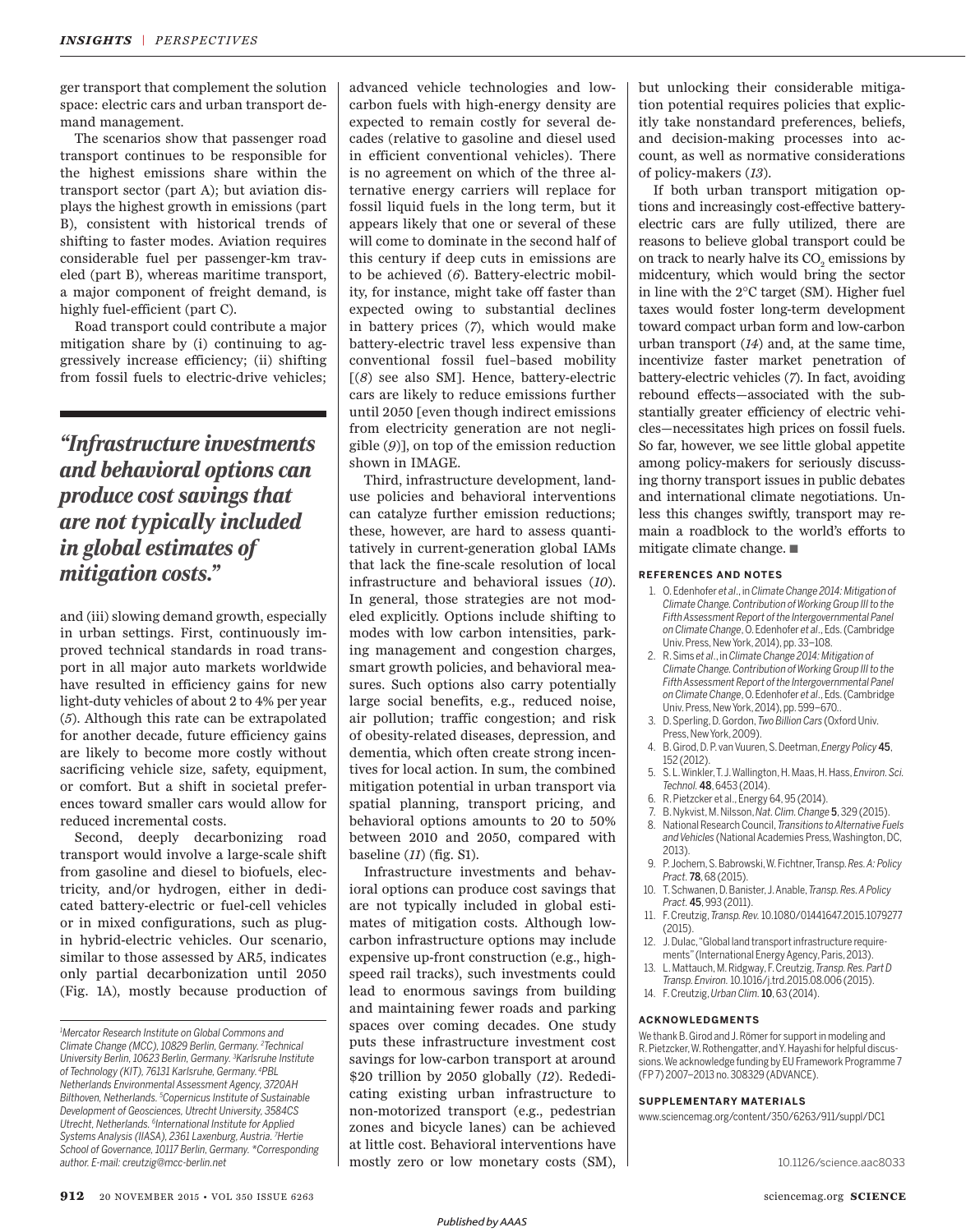ger transport that complement the solution space: electric cars and urban transport demand management.

The scenarios show that passenger road transport continues to be responsible for the highest emissions share within the transport sector (part A); but aviation displays the highest growth in emissions (part B), consistent with historical trends of shifting to faster modes. Aviation requires considerable fuel per passenger-km traveled (part B), whereas maritime transport, a major component of freight demand, is highly fuel-efficient (part C).

Road transport could contribute a major mitigation share by (i) continuing to aggressively increase efficiency; (ii) shifting from fossil fuels to electric-drive vehicles;

> ***"Infrastructure investments and behavioral options can produce cost savings that are not typically included in global estimates of mitigation costs."***

and (iii) slowing demand growth, especially in urban settings. First, continuously improved technical standards in road transport in all major auto markets worldwide have resulted in efficiency gains for new light-duty vehicles of about 2 to 4% per year (*5*). Although this rate can be extrapolated for another decade, future efficiency gains are likely to become more costly without sacrificing vehicle size, safety, equipment, or comfort. But a shift in societal preferences toward smaller cars would allow for reduced incremental costs.

Second, deeply decarbonizing road transport would involve a large-scale shift from gasoline and diesel to biofuels, electricity, and/or hydrogen, either in dedicated battery-electric or fuel-cell vehicles or in mixed configurations, such as plug-in hybrid-electric vehicles. Our scenario, similar to those assessed by AR5, indicates only partial decarbonization until 2050 (Fig. 1A), mostly because production of advanced vehicle technologies and low-carbon fuels with high-energy density are expected to remain costly for several decades (relative to gasoline and diesel used in efficient conventional vehicles). There is no agreement on which of the three alternative energy carriers will replace for fossil liquid fuels in the long term, but it appears likely that one or several of these will come to dominate in the second half of this century if deep cuts in emissions are to be achieved (*6*). Battery-electric mobility, for instance, might take off faster than expected owing to substantial declines in battery prices (*7*), which would make battery-electric travel less expensive than conventional fossil fuel–based mobility [(*8*) see also SM]. Hence, battery-electric cars are likely to reduce emissions further until 2050 [even though indirect emissions from electricity generation are not negligible (*9*)], on top of the emission reduction shown in IMAGE.

Third, infrastructure development, land-use policies and behavioral interventions can catalyze further emission reductions; these, however, are hard to assess quantitatively in current-generation global IAMs that lack the fine-scale resolution of local infrastructure and behavioral issues (*10*). In general, those strategies are not modeled explicitly. Options include shifting to modes with low carbon intensities, parking management and congestion charges, smart growth policies, and behavioral measures. Such options also carry potentially large social benefits, e.g., reduced noise, air pollution; traffic congestion; and risk of obesity-related diseases, depression, and dementia, which often create strong incentives for local action. In sum, the combined mitigation potential in urban transport via spatial planning, transport pricing, and behavioral options amounts to 20 to 50% between 2010 and 2050, compared with baseline (*11*) (fig. S1).

Infrastructure investments and behavioral options can produce cost savings that are not typically included in global estimates of mitigation costs. Although low-carbon infrastructure options may include expensive up-front construction (e.g., high-speed rail tracks), such investments could lead to enormous savings from building and maintaining fewer roads and parking spaces over coming decades. One study puts these infrastructure investment cost savings for low-carbon transport at around $20 trillion by 2050 globally (*12*). Rededicating existing urban infrastructure to non-motorized transport (e.g., pedestrian zones and bicycle lanes) can be achieved at little cost. Behavioral interventions have mostly zero or low monetary costs (SM), but unlocking their considerable mitigation potential requires policies that explicitly take nonstandard preferences, beliefs, and decision-making processes into account, as well as normative considerations of policy-makers (*13*).

If both urban transport mitigation options and increasingly cost-effective battery-electric cars are fully utilized, there are reasons to believe global transport could be on track to nearly halve its $CO_2$ emissions by midcentury, which would bring the sector in line with the 2°C target (SM). Higher fuel taxes would foster long-term development toward compact urban form and low-carbon urban transport (*14*) and, at the same time, incentivize faster market penetration of battery-electric vehicles (*7*). In fact, avoiding rebound effects—associated with the substantially greater efficiency of electric vehicles—necessitates high prices on fossil fuels. So far, however, we see little global appetite among policy-makers for seriously discussing thorny transport issues in public debates and international climate negotiations. Unless this changes swiftly, transport may remain a roadblock to the world's efforts to mitigate climate change. ■

[1]Mercator Research Institute on Global Commons and Climate Change (MCC), 10829 Berlin, Germany. [2]Technical University Berlin, 10623 Berlin, Germany. [3]Karlsruhe Institute of Technology (KIT), 76131 Karlsruhe, Germany. [4]PBL Netherlands Environmental Assessment Agency, 3720AH Bilthoven, Netherlands. [5]Copernicus Institute of Sustainable Development of Geosciences, Utrecht University, 3584CS Utrecht, Netherlands. [6]International Institute for Applied Systems Analysis (IIASA), 2361 Laxenburg, Austria. [7]Hertie School of Governance, 10117 Berlin, Germany. *Corresponding author. E-mail: creutzig@mcc-berlin.net

#### REFERENCES AND NOTES

1. O. Edenhofer *et al.*, in *Climate Change 2014: Mitigation of Climate Change. Contribution of Working Group III to the Fifth Assessment Report of the Intergovernmental Panel on Climate Change*, O. Edenhofer *et al.*, Eds. (Cambridge Univ. Press, New York, 2014), pp. 33–108.
2. R. Sims *et al.*, in *Climate Change 2014: Mitigation of Climate Change. Contribution of Working Group III to the Fifth Assessment Report of the Intergovernmental Panel on Climate Change*, O. Edenhofer *et al.*, Eds. (Cambridge Univ. Press, New York, 2014), pp. 599–670..
3. D. Sperling, D. Gordon, *Two Billion Cars* (Oxford Univ. Press, New York, 2009).
4. B. Girod, D. P. van Vuuren, S. Deetman, *Energy Policy* **45**, 152 (2012).
5. S. L. Winkler, T. J. Wallington, H. Maas, H. Hass, *Environ. Sci. Technol.* **48**, 6453 (2014).
6. R. Pietzcker et al., Energy 64, 95 (2014).
7. B. Nykvist, M. Nilsson, *Nat. Clim. Change* **5**, 329 (2015).
8. National Research Council, *Transitions to Alternative Fuels and Vehicles* (National Academies Press, Washington, DC, 2013).
9. P. Jochem, S. Babrowski, W. Fichtner, *Transp. Res. A: Policy Pract.* **78**, 68 (2015).
10. T. Schwanen, D. Banister, J. Anable, *Transp. Res. A Policy Pract.* **45**, 993 (2011).
11. F. Creutzig, *Transp. Rev.* 10.1080/01441647.2015.1079277 (2015).
12. J. Dulac, "Global land transport infrastructure requirements" (International Energy Agency, Paris, 2013).
13. L. Mattauch, M. Ridgway, F. Creutzig, *Transp. Res. Part D Transp. Environ.* 10.1016/j.trd.2015.08.006 (2015).
14. F. Creutzig, *Urban Clim.* **10**, 63 (2014).

#### ACKNOWLEDGMENTS

We thank B. Girod and J. Römer for support in modeling and R. Pietzcker, W. Rothengatter, and Y. Hayashi for helpful discussions. We acknowledge funding by EU Framework Programme 7 (FP7) 2007–2013 no. 308329 (ADVANCE).

#### SUPPLEMENTARY MATERIALS

www.sciencemag.org/content/350/6263/911/suppl/DC1

10.1126/science.aac8033